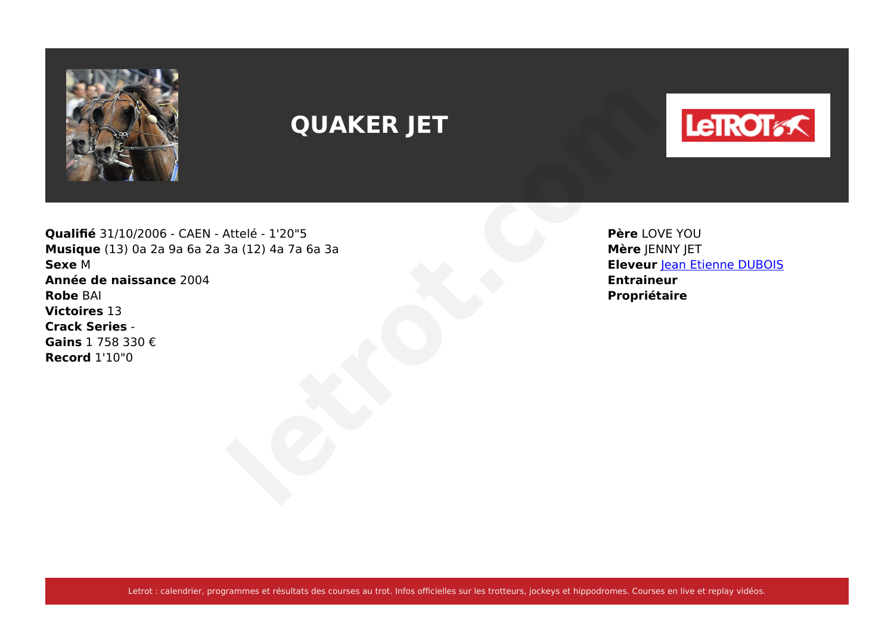# QUAKER JET

**Qualifié** 31/10/2006 - CAEN - Attelé - 1'20"5
**Musique** (13) 0a 2a 9a 6a 2a 3a (12) 4a 7a 6a 3a
**Sexe** M
**Année de naissance** 2004
**Robe** BAI
**Victoires** 13
**Crack Series** -
**Gains** 1 758 330 €
**Record** 1'10"0

**Père** LOVE YOU
**Mère** JENNY JET
**Eleveur** Jean Etienne DUBOIS
**Entraineur**
**Propriétaire**

Letrot : calendrier, programmes et résultats des courses au trot. Infos officielles sur les trotteurs, jockeys et hippodromes. Courses en live et replay vidéos.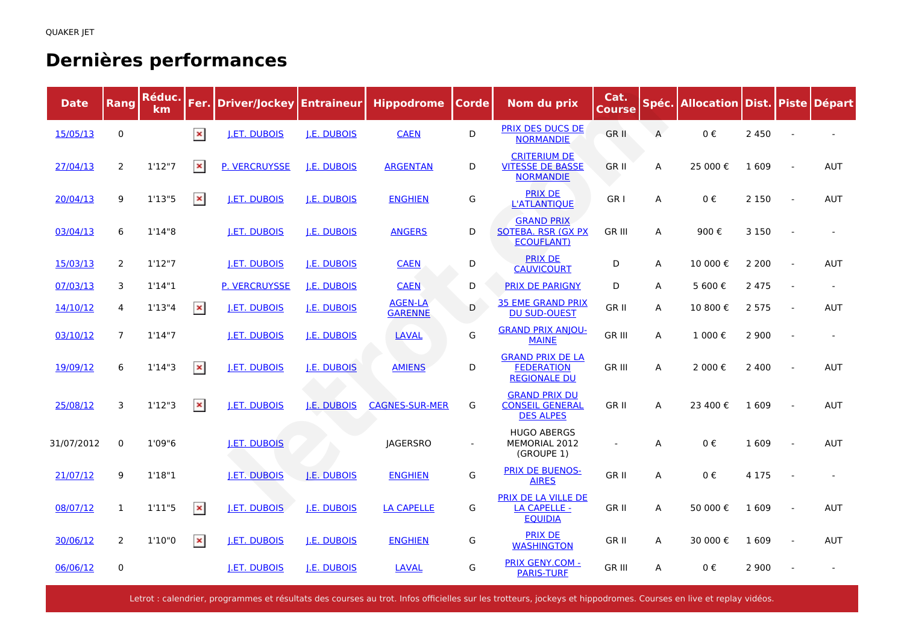QUAKER JET

# Dernières performances

| Date | Rang | Réduc. km | Fer. | Driver/Jockey | Entraineur | Hippodrome | Corde | Nom du prix | Cat. Course | Spéc. | Allocation | Dist. | Piste | Départ |
|---|---|---|---|---|---|---|---|---|---|---|---|---|---|---|
| 15/05/13 | 0 | | ✖ | J.ET. DUBOIS | J.E. DUBOIS | CAEN | D | PRIX DES DUCS DE NORMANDIE | GR II | A | 0 € | 2 450 | - | - |
| 27/04/13 | 2 | 1'12"7 | ✖ | P. VERCRUYSSE | J.E. DUBOIS | ARGENTAN | D | CRITERIUM DE VITESSE DE BASSE NORMANDIE | GR II | A | 25 000 € | 1 609 | - | AUT |
| 20/04/13 | 9 | 1'13"5 | ✖ | J.ET. DUBOIS | J.E. DUBOIS | ENGHIEN | G | PRIX DE L'ATLANTIQUE | GR I | A | 0 € | 2 150 | - | AUT |
| 03/04/13 | 6 | 1'14"8 | | J.ET. DUBOIS | J.E. DUBOIS | ANGERS | D | GRAND PRIX SOTEBA. RSR (GX PX ECOUFLANT) | GR III | A | 900 € | 3 150 | - | - |
| 15/03/13 | 2 | 1'12"7 | | J.ET. DUBOIS | J.E. DUBOIS | CAEN | D | PRIX DE CAUVICOURT | D | A | 10 000 € | 2 200 | - | AUT |
| 07/03/13 | 3 | 1'14"1 | | P. VERCRUYSSE | J.E. DUBOIS | CAEN | D | PRIX DE PARIGNY | D | A | 5 600 € | 2 475 | - | - |
| 14/10/12 | 4 | 1'13"4 | ✖ | J.ET. DUBOIS | J.E. DUBOIS | AGEN-LA GARENNE | D | 35 EME GRAND PRIX DU SUD-OUEST | GR II | A | 10 800 € | 2 575 | - | AUT |
| 03/10/12 | 7 | 1'14"7 | | J.ET. DUBOIS | J.E. DUBOIS | LAVAL | G | GRAND PRIX ANJOU-MAINE | GR III | A | 1 000 € | 2 900 | - | - |
| 19/09/12 | 6 | 1'14"3 | ✖ | J.ET. DUBOIS | J.E. DUBOIS | AMIENS | D | GRAND PRIX DE LA FEDERATION REGIONALE DU | GR III | A | 2 000 € | 2 400 | - | AUT |
| 25/08/12 | 3 | 1'12"3 | ✖ | J.ET. DUBOIS | J.E. DUBOIS | CAGNES-SUR-MER | G | GRAND PRIX DU CONSEIL GENERAL DES ALPES | GR II | A | 23 400 € | 1 609 | - | AUT |
| 31/07/2012 | 0 | 1'09"6 | | J.ET. DUBOIS | | JAGERSRO | - | HUGO ABERGS MEMORIAL 2012 (GROUPE 1) | - | A | 0 € | 1 609 | - | AUT |
| 21/07/12 | 9 | 1'18"1 | | J.ET. DUBOIS | J.E. DUBOIS | ENGHIEN | G | PRIX DE BUENOS-AIRES | GR II | A | 0 € | 4 175 | - | - |
| 08/07/12 | 1 | 1'11"5 | ✖ | J.ET. DUBOIS | J.E. DUBOIS | LA CAPELLE | G | PRIX DE LA VILLE DE LA CAPELLE - EQUIDIA | GR II | A | 50 000 € | 1 609 | - | AUT |
| 30/06/12 | 2 | 1'10"0 | ✖ | J.ET. DUBOIS | J.E. DUBOIS | ENGHIEN | G | PRIX DE WASHINGTON | GR II | A | 30 000 € | 1 609 | - | AUT |
| 06/06/12 | 0 | | | J.ET. DUBOIS | J.E. DUBOIS | LAVAL | G | PRIX GENY.COM - PARIS-TURF | GR III | A | 0 € | 2 900 | - | - |

Letrot : calendrier, programmes et résultats des courses au trot. Infos officielles sur les trotteurs, jockeys et hippodromes. Courses en live et replay vidéos.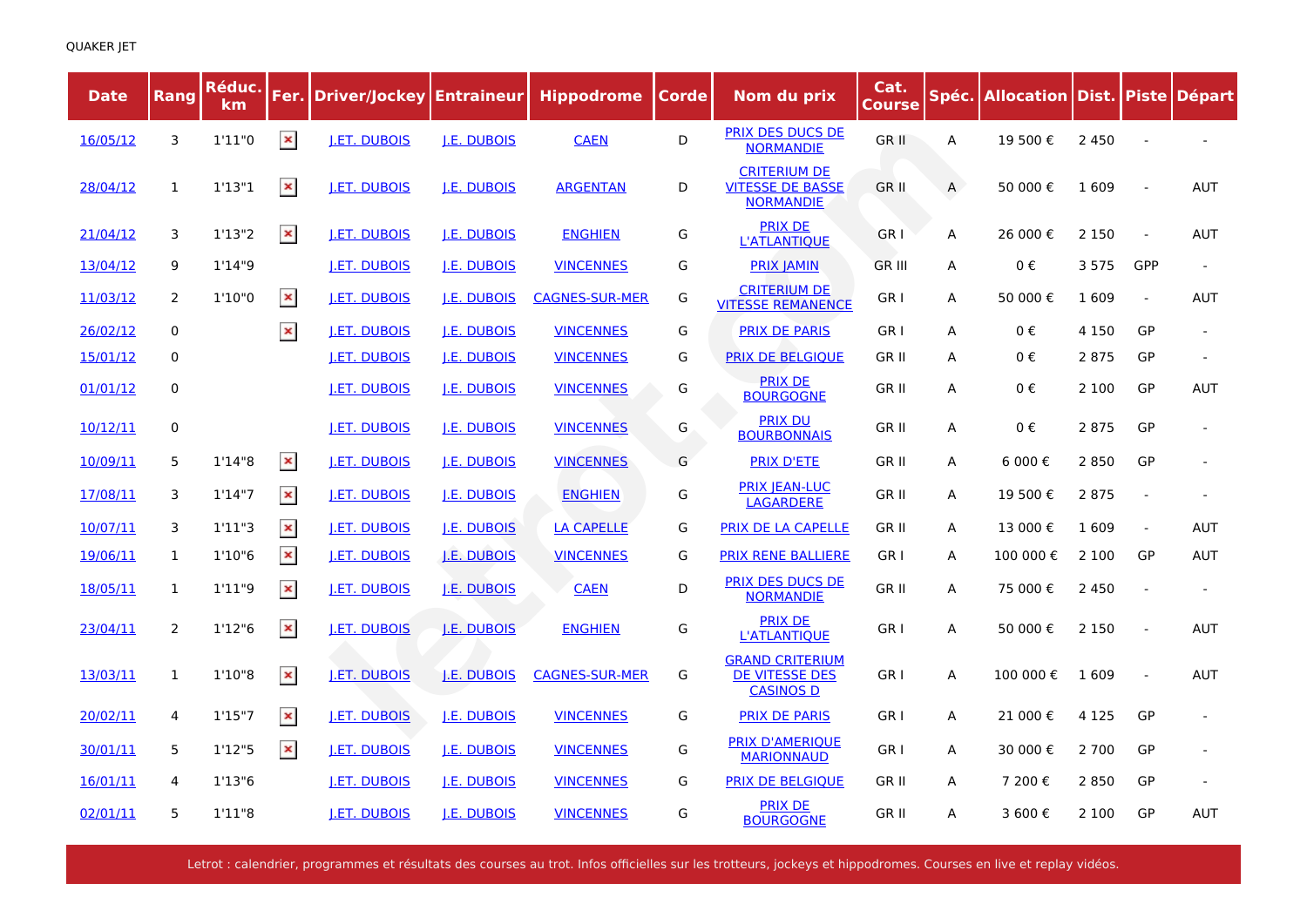QUAKER JET

| Date | Rang | Réduc. km | Fer. | Driver/Jockey | Entraineur | Hippodrome | Corde | Nom du prix | Cat. Course | Spéc. | Allocation | Dist. | Piste | Départ |
|---|---|---|---|---|---|---|---|---|---|---|---|---|---|---|
| 16/05/12 | 3 | 1'11"0 | ✕ | J.ET. DUBOIS | J.E. DUBOIS | CAEN | D | PRIX DES DUCS DE NORMANDIE | GR II | A | 19 500 € | 2 450 | - | - |
| 28/04/12 | 1 | 1'13"1 | ✕ | J.ET. DUBOIS | J.E. DUBOIS | ARGENTAN | D | CRITERIUM DE VITESSE DE BASSE NORMANDIE | GR II | A | 50 000 € | 1 609 | - | AUT |
| 21/04/12 | 3 | 1'13"2 | ✕ | J.ET. DUBOIS | J.E. DUBOIS | ENGHIEN | G | PRIX DE L'ATLANTIQUE | GR I | A | 26 000 € | 2 150 | - | AUT |
| 13/04/12 | 9 | 1'14"9 | | J.ET. DUBOIS | J.E. DUBOIS | VINCENNES | G | PRIX JAMIN | GR III | A | 0 € | 3 575 | GPP | - |
| 11/03/12 | 2 | 1'10"0 | ✕ | J.ET. DUBOIS | J.E. DUBOIS | CAGNES-SUR-MER | G | CRITERIUM DE VITESSE REMANENCE | GR I | A | 50 000 € | 1 609 | - | AUT |
| 26/02/12 | 0 | | ✕ | J.ET. DUBOIS | J.E. DUBOIS | VINCENNES | G | PRIX DE PARIS | GR I | A | 0 € | 4 150 | GP | - |
| 15/01/12 | 0 | | | J.ET. DUBOIS | J.E. DUBOIS | VINCENNES | G | PRIX DE BELGIQUE | GR II | A | 0 € | 2 875 | GP | - |
| 01/01/12 | 0 | | | J.ET. DUBOIS | J.E. DUBOIS | VINCENNES | G | PRIX DE BOURGOGNE | GR II | A | 0 € | 2 100 | GP | AUT |
| 10/12/11 | 0 | | | J.ET. DUBOIS | J.E. DUBOIS | VINCENNES | G | PRIX DU BOURBONNAIS | GR II | A | 0 € | 2 875 | GP | - |
| 10/09/11 | 5 | 1'14"8 | ✕ | J.ET. DUBOIS | J.E. DUBOIS | VINCENNES | G | PRIX D'ETE | GR II | A | 6 000 € | 2 850 | GP | - |
| 17/08/11 | 3 | 1'14"7 | ✕ | J.ET. DUBOIS | J.E. DUBOIS | ENGHIEN | G | PRIX JEAN-LUC LAGARDERE | GR II | A | 19 500 € | 2 875 | - | - |
| 10/07/11 | 3 | 1'11"3 | ✕ | J.ET. DUBOIS | J.E. DUBOIS | LA CAPELLE | G | PRIX DE LA CAPELLE | GR II | A | 13 000 € | 1 609 | - | AUT |
| 19/06/11 | 1 | 1'10"6 | ✕ | J.ET. DUBOIS | J.E. DUBOIS | VINCENNES | G | PRIX RENE BALLIERE | GR I | A | 100 000 € | 2 100 | GP | AUT |
| 18/05/11 | 1 | 1'11"9 | ✕ | J.ET. DUBOIS | J.E. DUBOIS | CAEN | D | PRIX DES DUCS DE NORMANDIE | GR II | A | 75 000 € | 2 450 | - | - |
| 23/04/11 | 2 | 1'12"6 | ✕ | J.ET. DUBOIS | J.E. DUBOIS | ENGHIEN | G | PRIX DE L'ATLANTIQUE | GR I | A | 50 000 € | 2 150 | - | AUT |
| 13/03/11 | 1 | 1'10"8 | ✕ | J.ET. DUBOIS | J.E. DUBOIS | CAGNES-SUR-MER | G | GRAND CRITERIUM DE VITESSE DES CASINOS D | GR I | A | 100 000 € | 1 609 | - | AUT |
| 20/02/11 | 4 | 1'15"7 | ✕ | J.ET. DUBOIS | J.E. DUBOIS | VINCENNES | G | PRIX DE PARIS | GR I | A | 21 000 € | 4 125 | GP | - |
| 30/01/11 | 5 | 1'12"5 | ✕ | J.ET. DUBOIS | J.E. DUBOIS | VINCENNES | G | PRIX D'AMERIQUE MARIONNAUD | GR I | A | 30 000 € | 2 700 | GP | - |
| 16/01/11 | 4 | 1'13"6 | | J.ET. DUBOIS | J.E. DUBOIS | VINCENNES | G | PRIX DE BELGIQUE | GR II | A | 7 200 € | 2 850 | GP | - |
| 02/01/11 | 5 | 1'11"8 | | J.ET. DUBOIS | J.E. DUBOIS | VINCENNES | G | PRIX DE BOURGOGNE | GR II | A | 3 600 € | 2 100 | GP | AUT |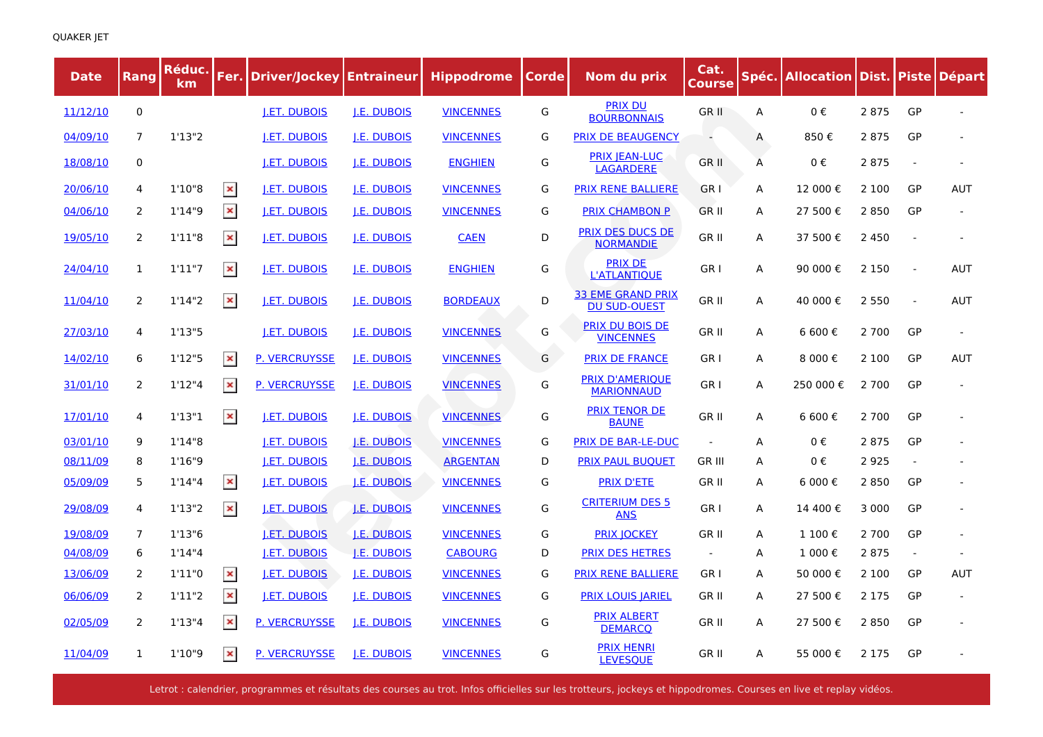QUAKER JET

| Date | Rang | Réduc. km | Fer. | Driver/Jockey | Entraineur | Hippodrome | Corde | Nom du prix | Cat. Course | Spéc. | Allocation | Dist. | Piste | Départ |
|---|---|---|---|---|---|---|---|---|---|---|---|---|---|---|
| 11/12/10 | 0 | | | J.ET. DUBOIS | J.E. DUBOIS | VINCENNES | G | PRIX DU BOURBONNAIS | GR II | A | 0 € | 2 875 | GP | - |
| 04/09/10 | 7 | 1'13"2 | | J.ET. DUBOIS | J.E. DUBOIS | VINCENNES | G | PRIX DE BEAUGENCY | - | A | 850 € | 2 875 | GP | - |
| 18/08/10 | 0 | | | J.ET. DUBOIS | J.E. DUBOIS | ENGHIEN | G | PRIX JEAN-LUC LAGARDERE | GR II | A | 0 € | 2 875 | - | - |
| 20/06/10 | 4 | 1'10"8 | × | J.ET. DUBOIS | J.E. DUBOIS | VINCENNES | G | PRIX RENE BALLIERE | GR I | A | 12 000 € | 2 100 | GP | AUT |
| 04/06/10 | 2 | 1'14"9 | × | J.ET. DUBOIS | J.E. DUBOIS | VINCENNES | G | PRIX CHAMBON P | GR II | A | 27 500 € | 2 850 | GP | - |
| 19/05/10 | 2 | 1'11"8 | × | J.ET. DUBOIS | J.E. DUBOIS | CAEN | D | PRIX DES DUCS DE NORMANDIE | GR II | A | 37 500 € | 2 450 | - | - |
| 24/04/10 | 1 | 1'11"7 | × | J.ET. DUBOIS | J.E. DUBOIS | ENGHIEN | G | PRIX DE L'ATLANTIQUE | GR I | A | 90 000 € | 2 150 | - | AUT |
| 11/04/10 | 2 | 1'14"2 | × | J.ET. DUBOIS | J.E. DUBOIS | BORDEAUX | D | 33 EME GRAND PRIX DU SUD-OUEST | GR II | A | 40 000 € | 2 550 | - | AUT |
| 27/03/10 | 4 | 1'13"5 | | J.ET. DUBOIS | J.E. DUBOIS | VINCENNES | G | PRIX DU BOIS DE VINCENNES | GR II | A | 6 600 € | 2 700 | GP | - |
| 14/02/10 | 6 | 1'12"5 | × | P. VERCRUYSSE | J.E. DUBOIS | VINCENNES | G | PRIX DE FRANCE | GR I | A | 8 000 € | 2 100 | GP | AUT |
| 31/01/10 | 2 | 1'12"4 | × | P. VERCRUYSSE | J.E. DUBOIS | VINCENNES | G | PRIX D'AMERIQUE MARIONNAUD | GR I | A | 250 000 € | 2 700 | GP | - |
| 17/01/10 | 4 | 1'13"1 | × | J.ET. DUBOIS | J.E. DUBOIS | VINCENNES | G | PRIX TENOR DE BAUNE | GR II | A | 6 600 € | 2 700 | GP | - |
| 03/01/10 | 9 | 1'14"8 | | J.ET. DUBOIS | J.E. DUBOIS | VINCENNES | G | PRIX DE BAR-LE-DUC | - | A | 0 € | 2 875 | GP | - |
| 08/11/09 | 8 | 1'16"9 | | J.ET. DUBOIS | J.E. DUBOIS | ARGENTAN | D | PRIX PAUL BUQUET | GR III | A | 0 € | 2 925 | - | - |
| 05/09/09 | 5 | 1'14"4 | × | J.ET. DUBOIS | J.E. DUBOIS | VINCENNES | G | PRIX D'ETE | GR II | A | 6 000 € | 2 850 | GP | - |
| 29/08/09 | 4 | 1'13"2 | × | J.ET. DUBOIS | J.E. DUBOIS | VINCENNES | G | CRITERIUM DES 5 ANS | GR I | A | 14 400 € | 3 000 | GP | - |
| 19/08/09 | 7 | 1'13"6 | | J.ET. DUBOIS | J.E. DUBOIS | VINCENNES | G | PRIX JOCKEY | GR II | A | 1 100 € | 2 700 | GP | - |
| 04/08/09 | 6 | 1'14"4 | | J.ET. DUBOIS | J.E. DUBOIS | CABOURG | D | PRIX DES HETRES | - | A | 1 000 € | 2 875 | - | - |
| 13/06/09 | 2 | 1'11"0 | × | J.ET. DUBOIS | J.E. DUBOIS | VINCENNES | G | PRIX RENE BALLIERE | GR I | A | 50 000 € | 2 100 | GP | AUT |
| 06/06/09 | 2 | 1'11"2 | × | J.ET. DUBOIS | J.E. DUBOIS | VINCENNES | G | PRIX LOUIS JARIEL | GR II | A | 27 500 € | 2 175 | GP | - |
| 02/05/09 | 2 | 1'13"4 | × | P. VERCRUYSSE | J.E. DUBOIS | VINCENNES | G | PRIX ALBERT DEMARCQ | GR II | A | 27 500 € | 2 850 | GP | - |
| 11/04/09 | 1 | 1'10"9 | × | P. VERCRUYSSE | J.E. DUBOIS | VINCENNES | G | PRIX HENRI LEVESQUE | GR II | A | 55 000 € | 2 175 | GP | - |

Letrot : calendrier, programmes et résultats des courses au trot. Infos officielles sur les trotteurs, jockeys et hippodromes. Courses en live et replay vidéos.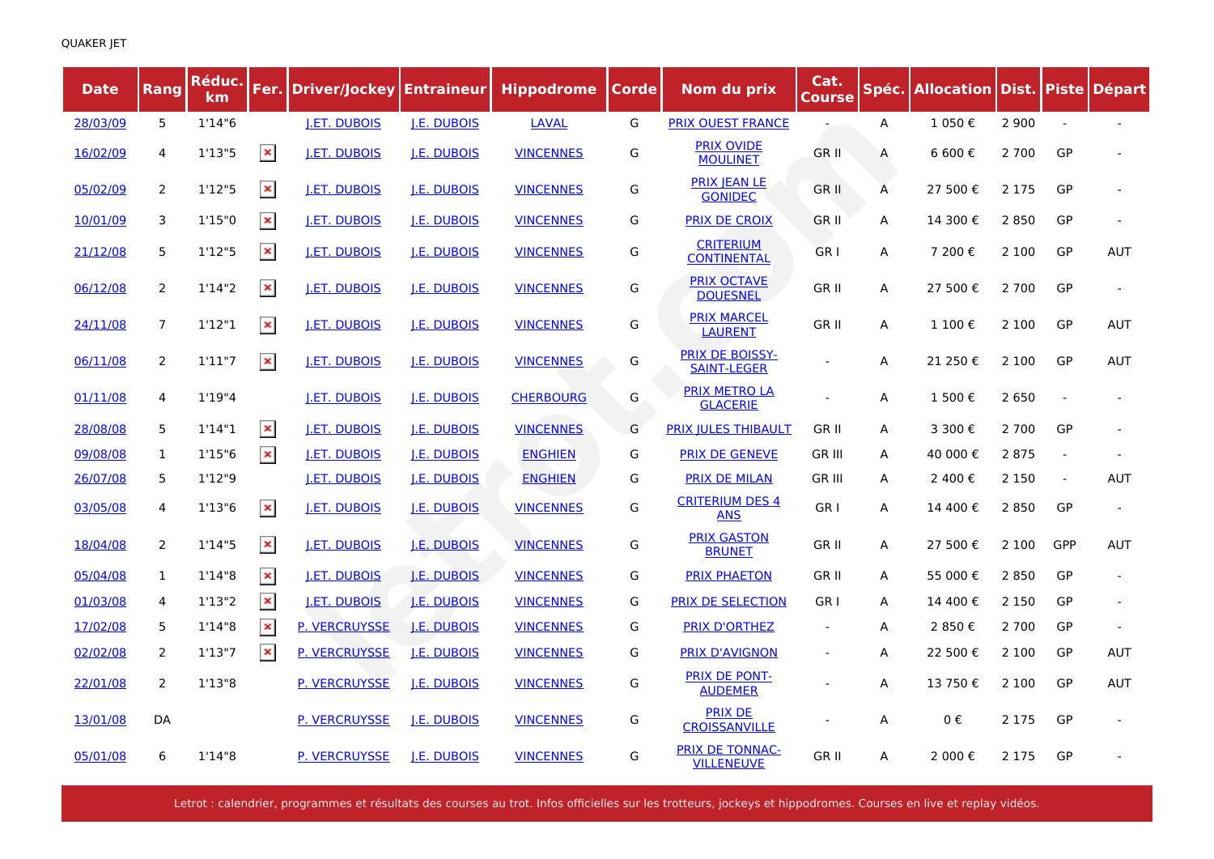QUAKER JET

| Date | Rang | Réduc. km | Fer. | Driver/Jockey | Entraineur | Hippodrome | Corde | Nom du prix | Cat. Course | Spéc. | Allocation | Dist. | Piste | Départ |
|---|---|---|---|---|---|---|---|---|---|---|---|---|---|---|
| 28/03/09 | 5 | 1'14"6 | | J.ET. DUBOIS | J.E. DUBOIS | LAVAL | G | PRIX OUEST FRANCE | - | A | 1 050 € | 2 900 | - | - |
| 16/02/09 | 4 | 1'13"5 | ✕ | J.ET. DUBOIS | J.E. DUBOIS | VINCENNES | G | PRIX OVIDE MOULINET | GR II | A | 6 600 € | 2 700 | GP | - |
| 05/02/09 | 2 | 1'12"5 | ✕ | J.ET. DUBOIS | J.E. DUBOIS | VINCENNES | G | PRIX JEAN LE GONIDEC | GR II | A | 27 500 € | 2 175 | GP | - |
| 10/01/09 | 3 | 1'15"0 | ✕ | J.ET. DUBOIS | J.E. DUBOIS | VINCENNES | G | PRIX DE CROIX | GR II | A | 14 300 € | 2 850 | GP | - |
| 21/12/08 | 5 | 1'12"5 | ✕ | J.ET. DUBOIS | J.E. DUBOIS | VINCENNES | G | CRITERIUM CONTINENTAL | GR I | A | 7 200 € | 2 100 | GP | AUT |
| 06/12/08 | 2 | 1'14"2 | ✕ | J.ET. DUBOIS | J.E. DUBOIS | VINCENNES | G | PRIX OCTAVE DOUESNEL | GR II | A | 27 500 € | 2 700 | GP | - |
| 24/11/08 | 7 | 1'12"1 | ✕ | J.ET. DUBOIS | J.E. DUBOIS | VINCENNES | G | PRIX MARCEL LAURENT | GR II | A | 1 100 € | 2 100 | GP | AUT |
| 06/11/08 | 2 | 1'11"7 | ✕ | J.ET. DUBOIS | J.E. DUBOIS | VINCENNES | G | PRIX DE BOISSY-SAINT-LEGER | - | A | 21 250 € | 2 100 | GP | AUT |
| 01/11/08 | 4 | 1'19"4 | | J.ET. DUBOIS | J.E. DUBOIS | CHERBOURG | G | PRIX METRO LA GLACERIE | - | A | 1 500 € | 2 650 | - | - |
| 28/08/08 | 5 | 1'14"1 | ✕ | J.ET. DUBOIS | J.E. DUBOIS | VINCENNES | G | PRIX JULES THIBAULT | GR II | A | 3 300 € | 2 700 | GP | - |
| 09/08/08 | 1 | 1'15"6 | ✕ | J.ET. DUBOIS | J.E. DUBOIS | ENGHIEN | G | PRIX DE GENEVE | GR III | A | 40 000 € | 2 875 | - | - |
| 26/07/08 | 5 | 1'12"9 | | J.ET. DUBOIS | J.E. DUBOIS | ENGHIEN | G | PRIX DE MILAN | GR III | A | 2 400 € | 2 150 | - | AUT |
| 03/05/08 | 4 | 1'13"6 | ✕ | J.ET. DUBOIS | J.E. DUBOIS | VINCENNES | G | CRITERIUM DES 4 ANS | GR I | A | 14 400 € | 2 850 | GP | - |
| 18/04/08 | 2 | 1'14"5 | ✕ | J.ET. DUBOIS | J.E. DUBOIS | VINCENNES | G | PRIX GASTON BRUNET | GR II | A | 27 500 € | 2 100 | GPP | AUT |
| 05/04/08 | 1 | 1'14"8 | ✕ | J.ET. DUBOIS | J.E. DUBOIS | VINCENNES | G | PRIX PHAETON | GR II | A | 55 000 € | 2 850 | GP | - |
| 01/03/08 | 4 | 1'13"2 | ✕ | J.ET. DUBOIS | J.E. DUBOIS | VINCENNES | G | PRIX DE SELECTION | GR I | A | 14 400 € | 2 150 | GP | - |
| 17/02/08 | 5 | 1'14"8 | ✕ | P. VERCRUYSSE | J.E. DUBOIS | VINCENNES | G | PRIX D'ORTHEZ | - | A | 2 850 € | 2 700 | GP | - |
| 02/02/08 | 2 | 1'13"7 | ✕ | P. VERCRUYSSE | J.E. DUBOIS | VINCENNES | G | PRIX D'AVIGNON | - | A | 22 500 € | 2 100 | GP | AUT |
| 22/01/08 | 2 | 1'13"8 | | P. VERCRUYSSE | J.E. DUBOIS | VINCENNES | G | PRIX DE PONT-AUDEMER | - | A | 13 750 € | 2 100 | GP | AUT |
| 13/01/08 | DA | | | P. VERCRUYSSE | J.E. DUBOIS | VINCENNES | G | PRIX DE CROISSANVILLE | - | A | 0 € | 2 175 | GP | - |
| 05/01/08 | 6 | 1'14"8 | | P. VERCRUYSSE | J.E. DUBOIS | VINCENNES | G | PRIX DE TONNAC-VILLENEUVE | GR II | A | 2 000 € | 2 175 | GP | - |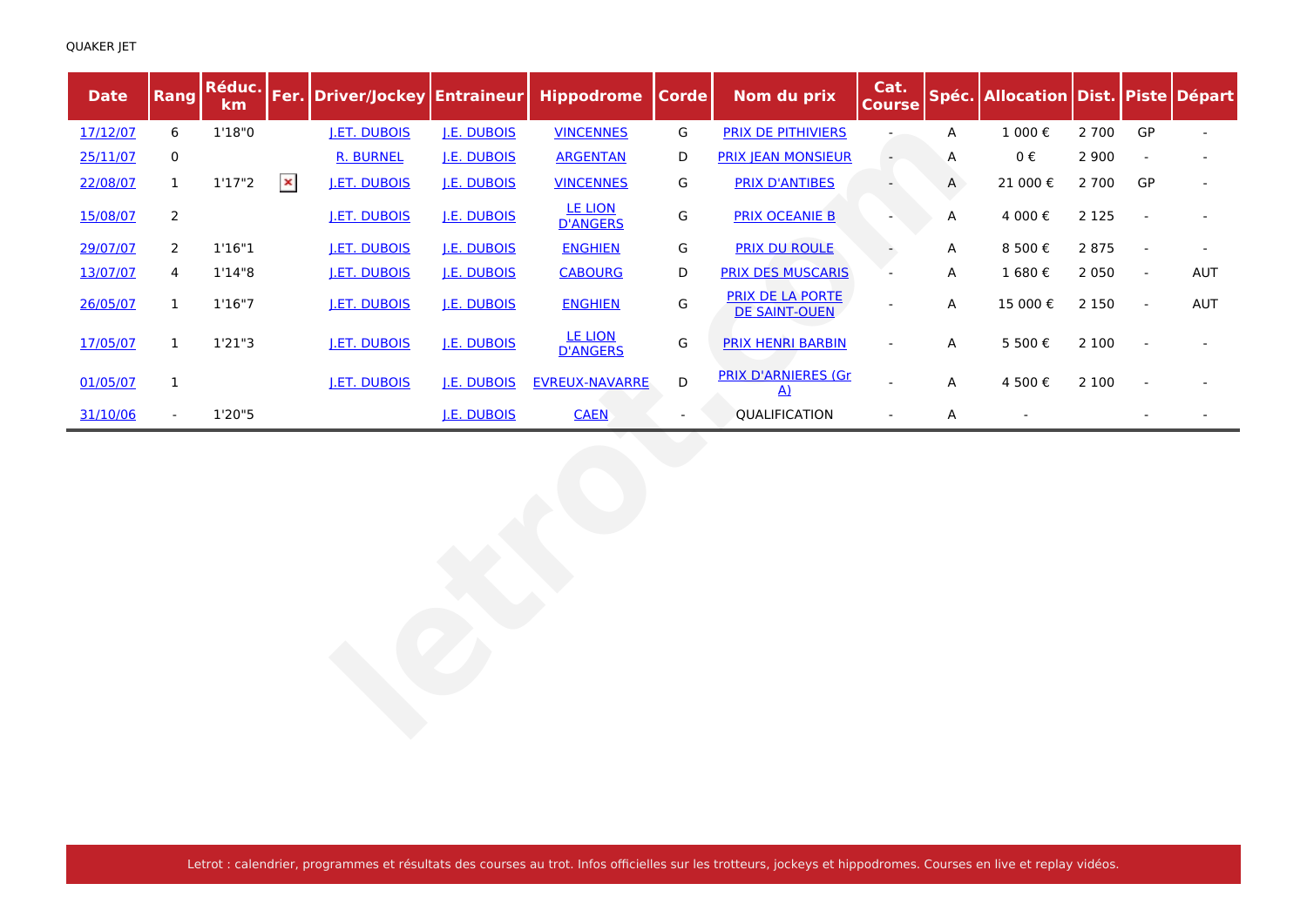QUAKER JET

| Date | Rang | Réduc. km | Fer. | Driver/Jockey | Entraineur | Hippodrome | Corde | Nom du prix | Cat. Course | Spéc. | Allocation | Dist. | Piste | Départ |
|---|---|---|---|---|---|---|---|---|---|---|---|---|---|---|
| 17/12/07 | 6 | 1'18"0 | | J.ET. DUBOIS | J.E. DUBOIS | VINCENNES | G | PRIX DE PITHIVIERS | - | A | 1 000 € | 2 700 | GP | - |
| 25/11/07 | 0 | | | R. BURNEL | J.E. DUBOIS | ARGENTAN | D | PRIX JEAN MONSIEUR | - | A | 0 € | 2 900 | - | - |
| 22/08/07 | 1 | 1'17"2 | | J.ET. DUBOIS | J.E. DUBOIS | VINCENNES | G | PRIX D'ANTIBES | - | A | 21 000 € | 2 700 | GP | - |
| 15/08/07 | 2 | | | J.ET. DUBOIS | J.E. DUBOIS | LE LION D'ANGERS | G | PRIX OCEANIE B | - | A | 4 000 € | 2 125 | - | - |
| 29/07/07 | 2 | 1'16"1 | | J.ET. DUBOIS | J.E. DUBOIS | ENGHIEN | G | PRIX DU ROULE | - | A | 8 500 € | 2 875 | - | - |
| 13/07/07 | 4 | 1'14"8 | | J.ET. DUBOIS | J.E. DUBOIS | CABOURG | D | PRIX DES MUSCARIS | - | A | 1 680 € | 2 050 | - | AUT |
| 26/05/07 | 1 | 1'16"7 | | J.ET. DUBOIS | J.E. DUBOIS | ENGHIEN | G | PRIX DE LA PORTE DE SAINT-OUEN | - | A | 15 000 € | 2 150 | - | AUT |
| 17/05/07 | 1 | 1'21"3 | | J.ET. DUBOIS | J.E. DUBOIS | LE LION D'ANGERS | G | PRIX HENRI BARBIN | - | A | 5 500 € | 2 100 | - | - |
| 01/05/07 | 1 | | | J.ET. DUBOIS | J.E. DUBOIS | EVREUX-NAVARRE | D | PRIX D'ARNIERES (Gr A) | - | A | 4 500 € | 2 100 | - | - |
| 31/10/06 | - | 1'20"5 | | | J.E. DUBOIS | CAEN | - | QUALIFICATION | - | A | - | | - | - |

Letrot : calendrier, programmes et résultats des courses au trot. Infos officielles sur les trotteurs, jockeys et hippodromes. Courses en live et replay vidéos.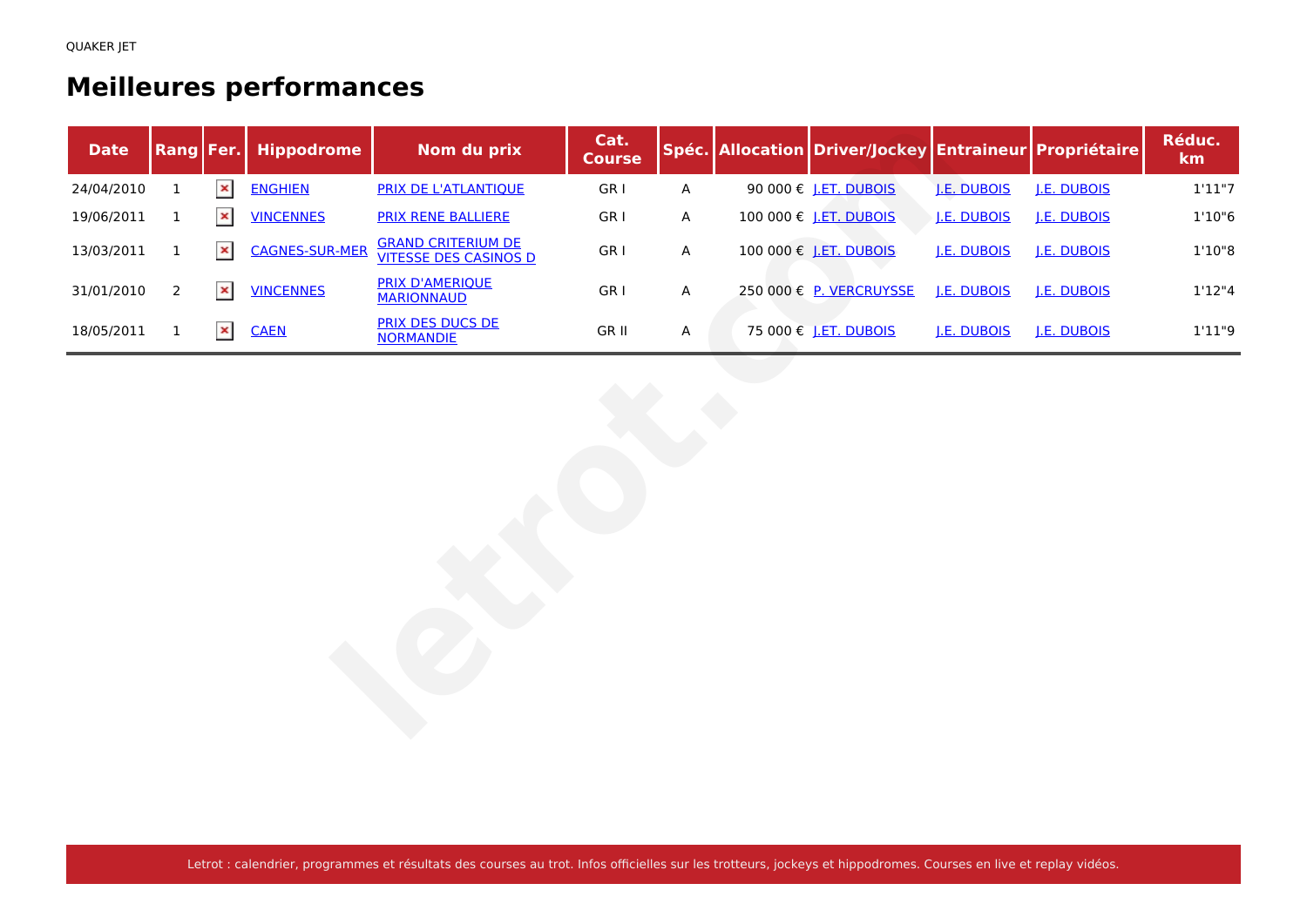QUAKER JET

# Meilleures performances

| Date | Rang | Fer. | Hippodrome | Nom du prix | Cat. Course | Spéc. | Allocation | Driver/Jockey | Entraineur | Propriétaire | Réduc. km |
|---|---|---|---|---|---|---|---|---|---|---|---|
| 24/04/2010 | 1 | | ENGHIEN | PRIX DE L'ATLANTIQUE | GR I | A | 90 000 € | J.ET. DUBOIS | J.E. DUBOIS | J.E. DUBOIS | 1'11"7 |
| 19/06/2011 | 1 | | VINCENNES | PRIX RENE BALLIERE | GR I | A | 100 000 € | J.ET. DUBOIS | J.E. DUBOIS | J.E. DUBOIS | 1'10"6 |
| 13/03/2011 | 1 | | CAGNES-SUR-MER | GRAND CRITERIUM DE VITESSE DES CASINOS D | GR I | A | 100 000 € | J.ET. DUBOIS | J.E. DUBOIS | J.E. DUBOIS | 1'10"8 |
| 31/01/2010 | 2 | | VINCENNES | PRIX D'AMERIQUE MARIONNAUD | GR I | A | 250 000 € | P. VERCRUYSSE | J.E. DUBOIS | J.E. DUBOIS | 1'12"4 |
| 18/05/2011 | 1 | | CAEN | PRIX DES DUCS DE NORMANDIE | GR II | A | 75 000 € | J.ET. DUBOIS | J.E. DUBOIS | J.E. DUBOIS | 1'11"9 |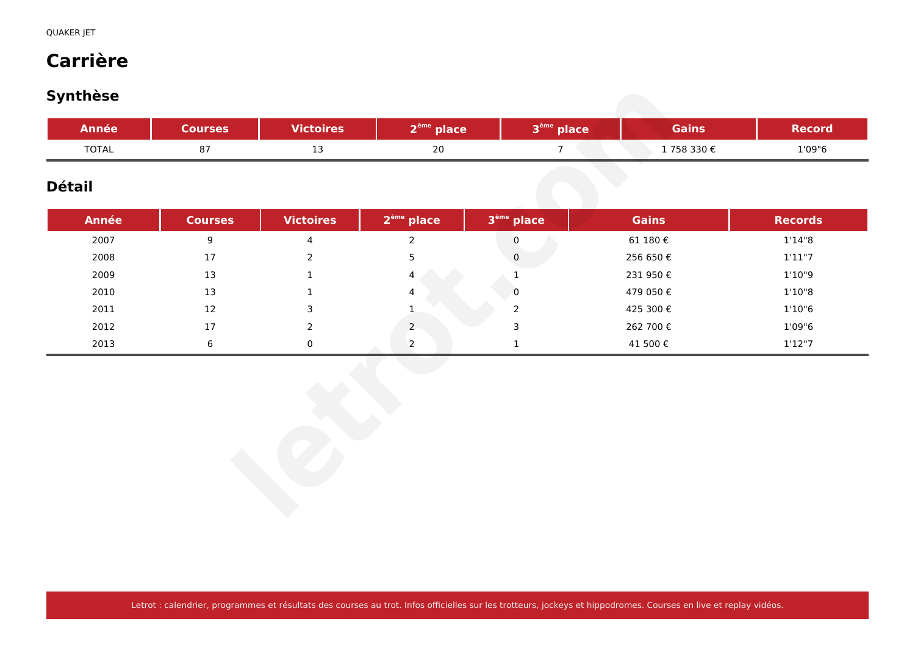QUAKER JET

# Carrière

## Synthèse

| Année | Courses | Victoires | 2ème place | 3ème place | Gains | Record |
|---|---|---|---|---|---|---|
| TOTAL | 87 | 13 | 20 | 7 | 1 758 330 € | 1'09"6 |

## Détail

| Année | Courses | Victoires | 2ème place | 3ème place | Gains | Records |
|---|---|---|---|---|---|---|
| 2007 | 9 | 4 | 2 | 0 | 61 180 € | 1'14"8 |
| 2008 | 17 | 2 | 5 | 0 | 256 650 € | 1'11"7 |
| 2009 | 13 | 1 | 4 | 1 | 231 950 € | 1'10"9 |
| 2010 | 13 | 1 | 4 | 0 | 479 050 € | 1'10"8 |
| 2011 | 12 | 3 | 1 | 2 | 425 300 € | 1'10"6 |
| 2012 | 17 | 2 | 2 | 3 | 262 700 € | 1'09"6 |
| 2013 | 6 | 0 | 2 | 1 | 41 500 € | 1'12"7 |